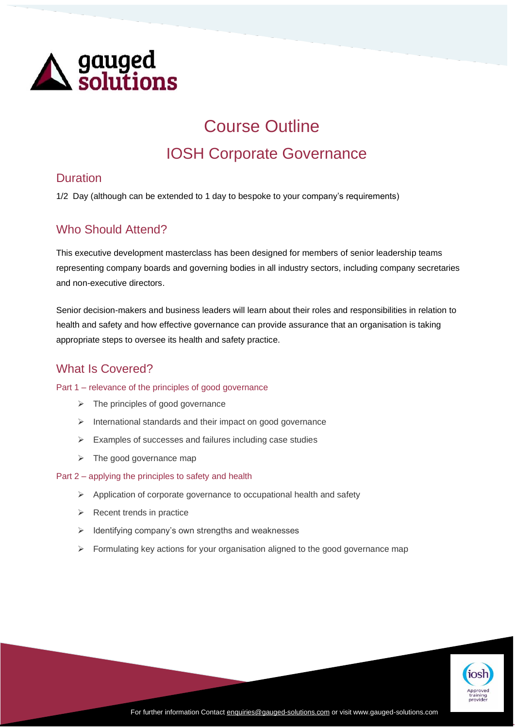# Course Outline

## IOSH Corporate Governance

### Duration

1/2 Day (although can be extended to 1 day to bespoke to your company's requirements)

### Who Should Attend?

This executive development masterclass has been designed for members of senior leadership teams representing company boards and governing bodies in all industry sectors, including company secretaries and non-executive directors.

Senior decision-makers and business leaders will learn about their roles and responsibilities in relation to health and safety and how effective governance can provide assurance that an organisation is taking appropriate steps to oversee its health and safety practice.

### What Is Covered?

#### Part 1 – relevance of the principles of good governance

- The principles of good governance
- International standards and their impact on good governance
- Examples of successes and failures including case studies
- The good governance map

#### Part 2 – applying the principles to safety and health

- Application of corporate governance to occupational health and safety
- Recent trends in practice
- Identifying company's own strengths and weaknesses
- Formulating key actions for your organisation aligned to the good governance map

For further information Contact enquiries@gauged-solutions.com or visit www.gauged-solutions.com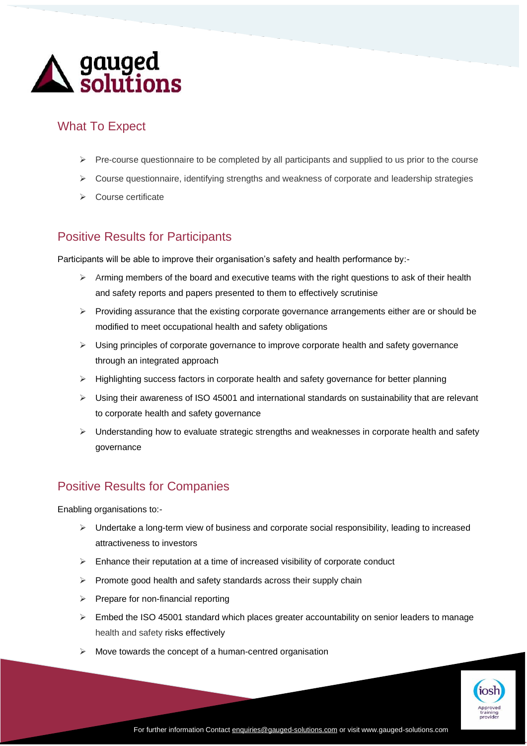## What To Expect

- Pre-course questionnaire to be completed by all participants and supplied to us prior to the course
- Course questionnaire, identifying strengths and weakness of corporate and leadership strategies
- Course certificate

## Positive Results for Participants

Participants will be able to improve their organisation's safety and health performance by:-

- Arming members of the board and executive teams with the right questions to ask of their health and safety reports and papers presented to them to effectively scrutinise
- Providing assurance that the existing corporate governance arrangements either are or should be modified to meet occupational health and safety obligations
- Using principles of corporate governance to improve corporate health and safety governance through an integrated approach
- Highlighting success factors in corporate health and safety governance for better planning
- Using their awareness of ISO 45001 and international standards on sustainability that are relevant to corporate health and safety governance
- Understanding how to evaluate strategic strengths and weaknesses in corporate health and safety governance

## Positive Results for Companies

Enabling organisations to:-

- Undertake a long-term view of business and corporate social responsibility, leading to increased attractiveness to investors
- Enhance their reputation at a time of increased visibility of corporate conduct
- Promote good health and safety standards across their supply chain
- Prepare for non-financial reporting
- Embed the ISO 45001 standard which places greater accountability on senior leaders to manage health and safety risks effectively
- Move towards the concept of a human-centred organisation

For further information Contact enquiries@gauged-solutions.com or visit www.gauged-solutions.com